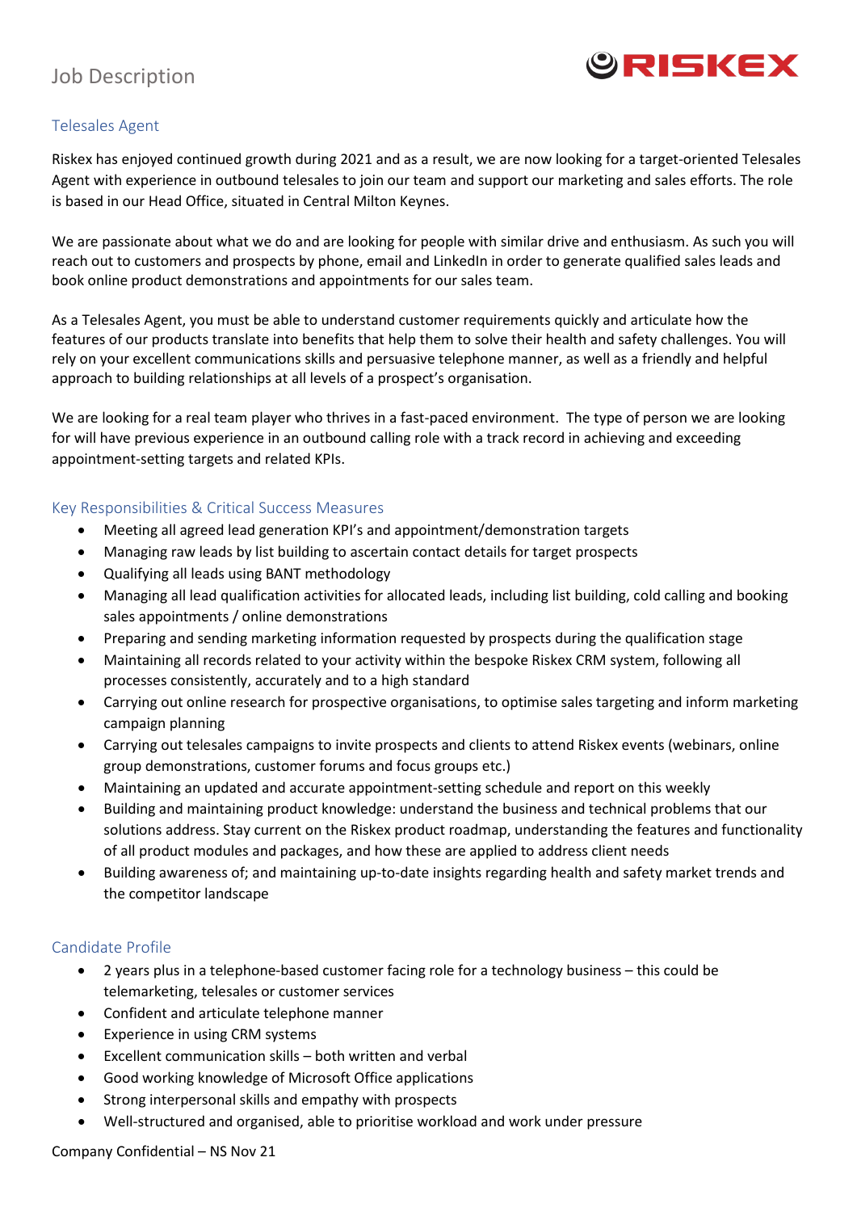# Job Description

## Telesales Agent

Riskex has enjoyed continued growth during 2021 and as a result, we are now looking for a target-oriented Telesales Agent with experience in outbound telesales to join our team and support our marketing and sales efforts. The role is based in our Head Office, situated in Central Milton Keynes.

We are passionate about what we do and are looking for people with similar drive and enthusiasm. As such you will reach out to customers and prospects by phone, email and LinkedIn in order to generate qualified sales leads and book online product demonstrations and appointments for our sales team.

As a Telesales Agent, you must be able to understand customer requirements quickly and articulate how the features of our products translate into benefits that help them to solve their health and safety challenges. You will rely on your excellent communications skills and persuasive telephone manner, as well as a friendly and helpful approach to building relationships at all levels of a prospect's organisation.

We are looking for a real team player who thrives in a fast-paced environment. The type of person we are looking for will have previous experience in an outbound calling role with a track record in achieving and exceeding appointment-setting targets and related KPIs.

## Key Responsibilities & Critical Success Measures

- Meeting all agreed lead generation KPI's and appointment/demonstration targets
- Managing raw leads by list building to ascertain contact details for target prospects
- Qualifying all leads using BANT methodology
- Managing all lead qualification activities for allocated leads, including list building, cold calling and booking sales appointments / online demonstrations
- Preparing and sending marketing information requested by prospects during the qualification stage
- Maintaining all records related to your activity within the bespoke Riskex CRM system, following all processes consistently, accurately and to a high standard
- Carrying out online research for prospective organisations, to optimise sales targeting and inform marketing campaign planning
- Carrying out telesales campaigns to invite prospects and clients to attend Riskex events (webinars, online group demonstrations, customer forums and focus groups etc.)
- Maintaining an updated and accurate appointment-setting schedule and report on this weekly
- Building and maintaining product knowledge: understand the business and technical problems that our solutions address. Stay current on the Riskex product roadmap, understanding the features and functionality of all product modules and packages, and how these are applied to address client needs
- Building awareness of; and maintaining up-to-date insights regarding health and safety market trends and the competitor landscape

## Candidate Profile

- 2 years plus in a telephone-based customer facing role for a technology business – this could be telemarketing, telesales or customer services
- Confident and articulate telephone manner
- Experience in using CRM systems
- Excellent communication skills – both written and verbal
- Good working knowledge of Microsoft Office applications
- Strong interpersonal skills and empathy with prospects
- Well-structured and organised, able to prioritise workload and work under pressure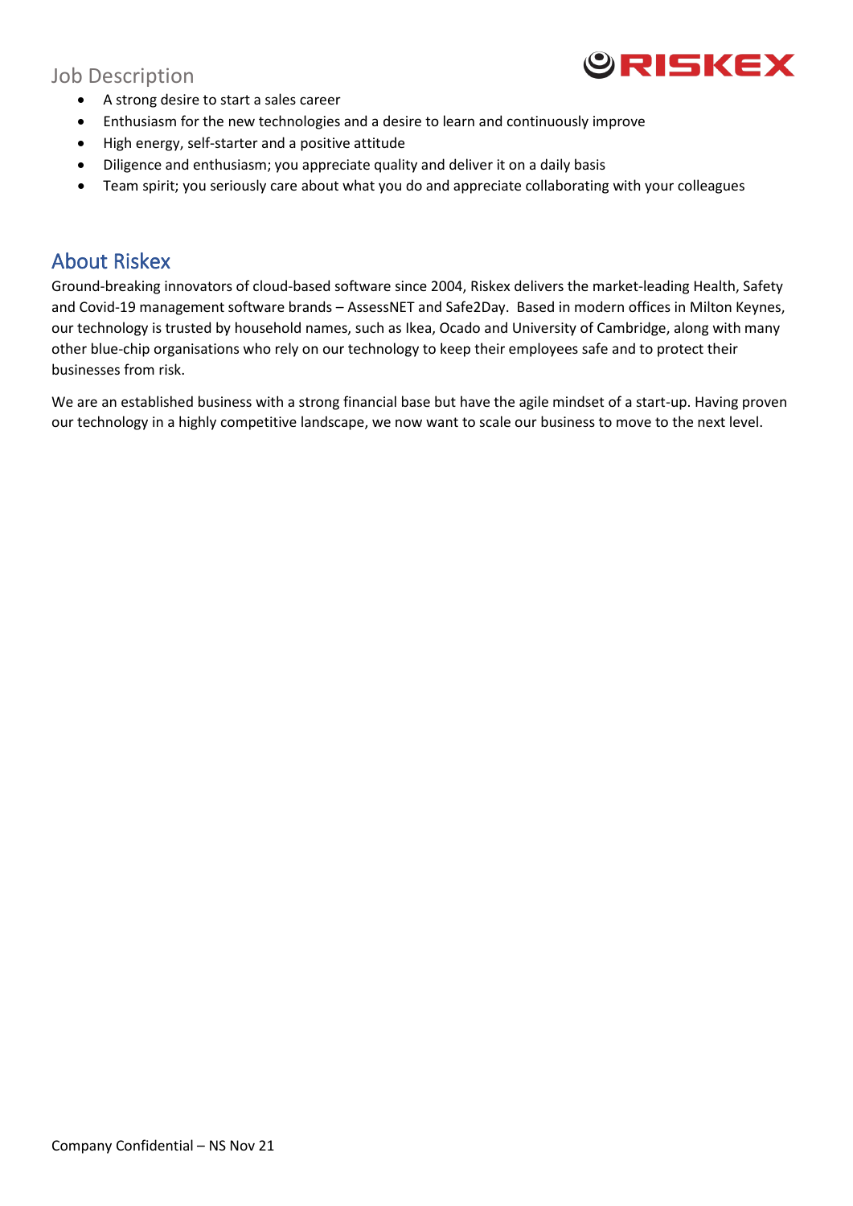- A strong desire to start a sales career
- Enthusiasm for the new technologies and a desire to learn and continuously improve
- High energy, self-starter and a positive attitude
- Diligence and enthusiasm; you appreciate quality and deliver it on a daily basis
- Team spirit; you seriously care about what you do and appreciate collaborating with your colleagues

## About Riskex

Ground-breaking innovators of cloud-based software since 2004, Riskex delivers the market-leading Health, Safety and Covid-19 management software brands – AssessNET and Safe2Day. Based in modern offices in Milton Keynes, our technology is trusted by household names, such as Ikea, Ocado and University of Cambridge, along with many other blue-chip organisations who rely on our technology to keep their employees safe and to protect their businesses from risk.

We are an established business with a strong financial base but have the agile mindset of a start-up. Having proven our technology in a highly competitive landscape, we now want to scale our business to move to the next level.